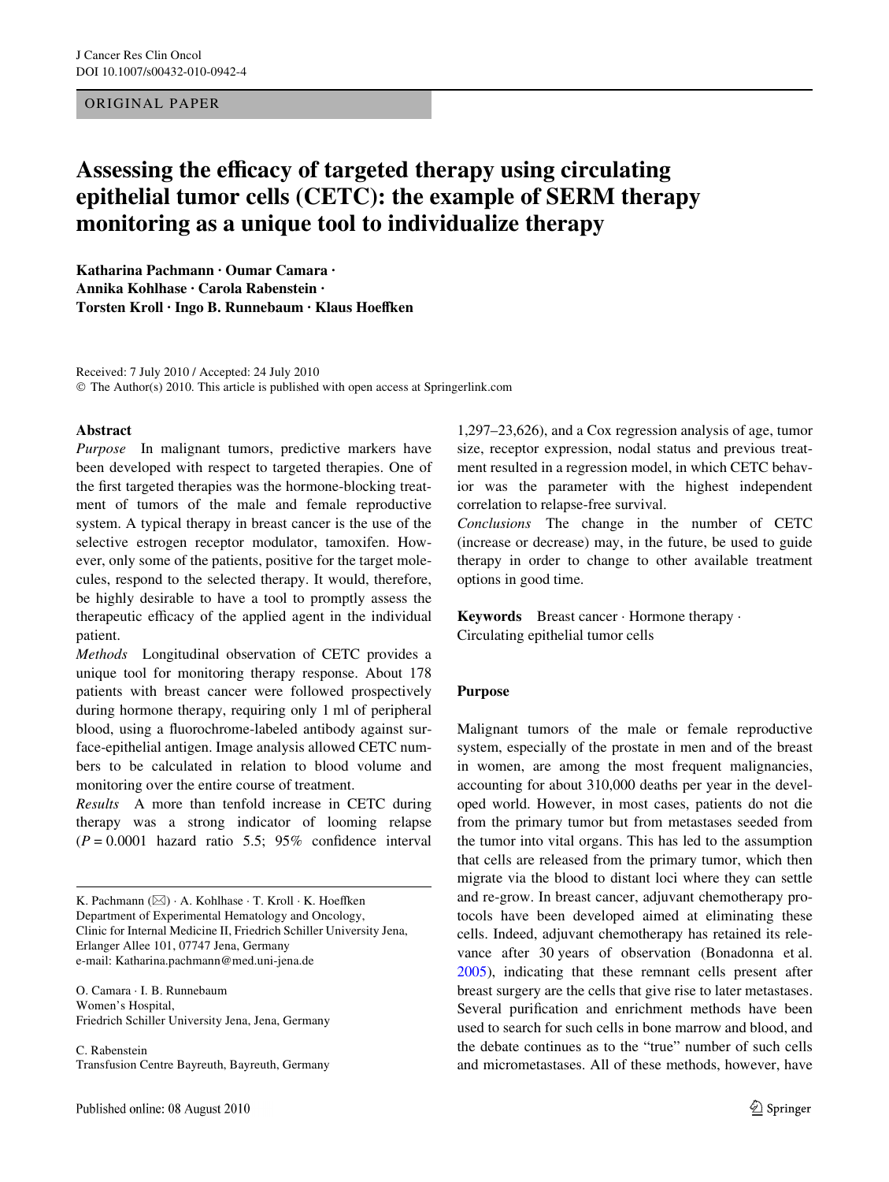ORIGINAL PAPER

# Assessing the efficacy of targeted therapy using circulating epithelial tumor cells (CETC): the example of SERM therapy monitoring as a unique tool to individualize therapy

**Katharina Pachmann · Oumar Camara · Annika Kohlhase · Carola Rabenstein · Torsten Kroll · Ingo B. Runnebaum · Klaus Hoeffken**

Received: 7 July 2010 / Accepted: 24 July 2010
© The Author(s) 2010. This article is published with open access at Springerlink.com

**Abstract**

*Purpose* In malignant tumors, predictive markers have been developed with respect to targeted therapies. One of the first targeted therapies was the hormone-blocking treatment of tumors of the male and female reproductive system. A typical therapy in breast cancer is the use of the selective estrogen receptor modulator, tamoxifen. However, only some of the patients, positive for the target molecules, respond to the selected therapy. It would, therefore, be highly desirable to have a tool to promptly assess the therapeutic efficacy of the applied agent in the individual patient.

*Methods* Longitudinal observation of CETC provides a unique tool for monitoring therapy response. About 178 patients with breast cancer were followed prospectively during hormone therapy, requiring only 1 ml of peripheral blood, using a fluorochrome-labeled antibody against surface-epithelial antigen. Image analysis allowed CETC numbers to be calculated in relation to blood volume and monitoring over the entire course of treatment.

*Results* A more than tenfold increase in CETC during therapy was a strong indicator of looming relapse ($P = 0.0001$ hazard ratio 5.5; 95% confidence interval 1,297–23,626), and a Cox regression analysis of age, tumor size, receptor expression, nodal status and previous treatment resulted in a regression model, in which CETC behavior was the parameter with the highest independent correlation to relapse-free survival.

*Conclusions* The change in the number of CETC (increase or decrease) may, in the future, be used to guide therapy in order to change to other available treatment options in good time.

**Keywords** Breast cancer · Hormone therapy · Circulating epithelial tumor cells

K. Pachmann (✉) · A. Kohlhase · T. Kroll · K. Hoeffken
Department of Experimental Hematology and Oncology, Clinic for Internal Medicine II, Friedrich Schiller University Jena, Erlanger Allee 101, 07747 Jena, Germany
e-mail: Katharina.pachmann@med.uni-jena.de

O. Camara · I. B. Runnebaum
Women's Hospital, Friedrich Schiller University Jena, Jena, Germany

C. Rabenstein
Transfusion Centre Bayreuth, Bayreuth, Germany

## Purpose

Malignant tumors of the male or female reproductive system, especially of the prostate in men and of the breast in women, are among the most frequent malignancies, accounting for about 310,000 deaths per year in the developed world. However, in most cases, patients do not die from the primary tumor but from metastases seeded from the tumor into vital organs. This has led to the assumption that cells are released from the primary tumor, which then migrate via the blood to distant loci where they can settle and re-grow. In breast cancer, adjuvant chemotherapy protocols have been developed aimed at eliminating these cells. Indeed, adjuvant chemotherapy has retained its relevance after 30 years of observation (Bonadonna et al. 2005), indicating that these remnant cells present after breast surgery are the cells that give rise to later metastases. Several purification and enrichment methods have been used to search for such cells in bone marrow and blood, and the debate continues as to the "true" number of such cells and micrometastases. All of these methods, however, have

Published online: 08 August 2010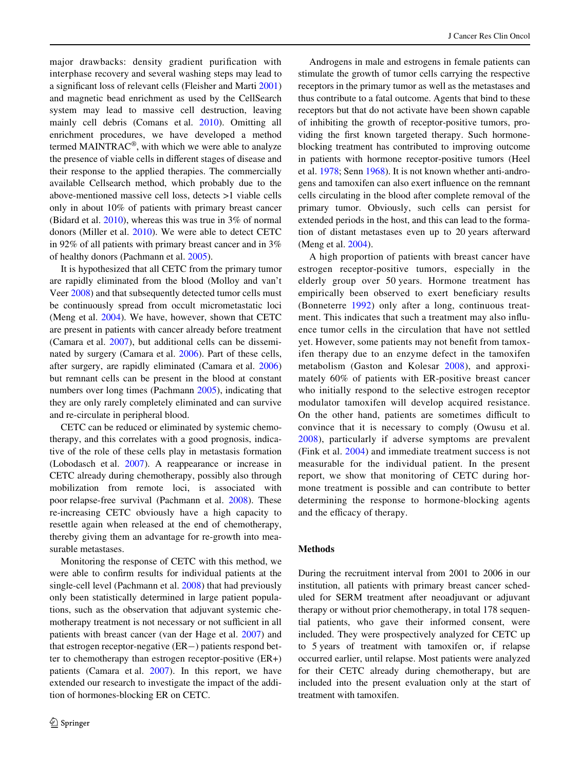major drawbacks: density gradient purification with interphase recovery and several washing steps may lead to a significant loss of relevant cells (Fleisher and Marti 2001) and magnetic bead enrichment as used by the CellSearch system may lead to massive cell destruction, leaving mainly cell debris (Comans et al. 2010). Omitting all enrichment procedures, we have developed a method termed MAINTRAC®, with which we were able to analyze the presence of viable cells in different stages of disease and their response to the applied therapies. The commercially available Cellsearch method, which probably due to the above-mentioned massive cell loss, detects >1 viable cells only in about 10% of patients with primary breast cancer (Bidard et al. 2010), whereas this was true in 3% of normal donors (Miller et al. 2010). We were able to detect CETC in 92% of all patients with primary breast cancer and in 3% of healthy donors (Pachmann et al. 2005).

It is hypothesized that all CETC from the primary tumor are rapidly eliminated from the blood (Molloy and van't Veer 2008) and that subsequently detected tumor cells must be continuously spread from occult micrometastatic loci (Meng et al. 2004). We have, however, shown that CETC are present in patients with cancer already before treatment (Camara et al. 2007), but additional cells can be disseminated by surgery (Camara et al. 2006). Part of these cells, after surgery, are rapidly eliminated (Camara et al. 2006) but remnant cells can be present in the blood at constant numbers over long times (Pachmann 2005), indicating that they are only rarely completely eliminated and can survive and re-circulate in peripheral blood.

CETC can be reduced or eliminated by systemic chemotherapy, and this correlates with a good prognosis, indicative of the role of these cells play in metastasis formation (Lobodasch et al. 2007). A reappearance or increase in CETC already during chemotherapy, possibly also through mobilization from remote loci, is associated with poor relapse-free survival (Pachmann et al. 2008). These re-increasing CETC obviously have a high capacity to resettle again when released at the end of chemotherapy, thereby giving them an advantage for re-growth into measurable metastases.

Monitoring the response of CETC with this method, we were able to confirm results for individual patients at the single-cell level (Pachmann et al. 2008) that had previously only been statistically determined in large patient populations, such as the observation that adjuvant systemic chemotherapy treatment is not necessary or not sufficient in all patients with breast cancer (van der Hage et al. 2007) and that estrogen receptor-negative (ER−) patients respond better to chemotherapy than estrogen receptor-positive (ER+) patients (Camara et al. 2007). In this report, we have extended our research to investigate the impact of the addition of hormones-blocking ER on CETC.

Androgens in male and estrogens in female patients can stimulate the growth of tumor cells carrying the respective receptors in the primary tumor as well as the metastases and thus contribute to a fatal outcome. Agents that bind to these receptors but that do not activate have been shown capable of inhibiting the growth of receptor-positive tumors, providing the first known targeted therapy. Such hormone-blocking treatment has contributed to improving outcome in patients with hormone receptor-positive tumors (Heel et al. 1978; Senn 1968). It is not known whether anti-androgens and tamoxifen can also exert influence on the remnant cells circulating in the blood after complete removal of the primary tumor. Obviously, such cells can persist for extended periods in the host, and this can lead to the formation of distant metastases even up to 20 years afterward (Meng et al. 2004).

A high proportion of patients with breast cancer have estrogen receptor-positive tumors, especially in the elderly group over 50 years. Hormone treatment has empirically been observed to exert beneficiary results (Bonneterre 1992) only after a long, continuous treatment. This indicates that such a treatment may also influence tumor cells in the circulation that have not settled yet. However, some patients may not benefit from tamoxifen therapy due to an enzyme defect in the tamoxifen metabolism (Gaston and Kolesar 2008), and approximately 60% of patients with ER-positive breast cancer who initially respond to the selective estrogen receptor modulator tamoxifen will develop acquired resistance. On the other hand, patients are sometimes difficult to convince that it is necessary to comply (Owusu et al. 2008), particularly if adverse symptoms are prevalent (Fink et al. 2004) and immediate treatment success is not measurable for the individual patient. In the present report, we show that monitoring of CETC during hormone treatment is possible and can contribute to better determining the response to hormone-blocking agents and the efficacy of therapy.

## Methods

During the recruitment interval from 2001 to 2006 in our institution, all patients with primary breast cancer scheduled for SERM treatment after neoadjuvant or adjuvant therapy or without prior chemotherapy, in total 178 sequential patients, who gave their informed consent, were included. They were prospectively analyzed for CETC up to 5 years of treatment with tamoxifen or, if relapse occurred earlier, until relapse. Most patients were analyzed for their CETC already during chemotherapy, but are included into the present evaluation only at the start of treatment with tamoxifen.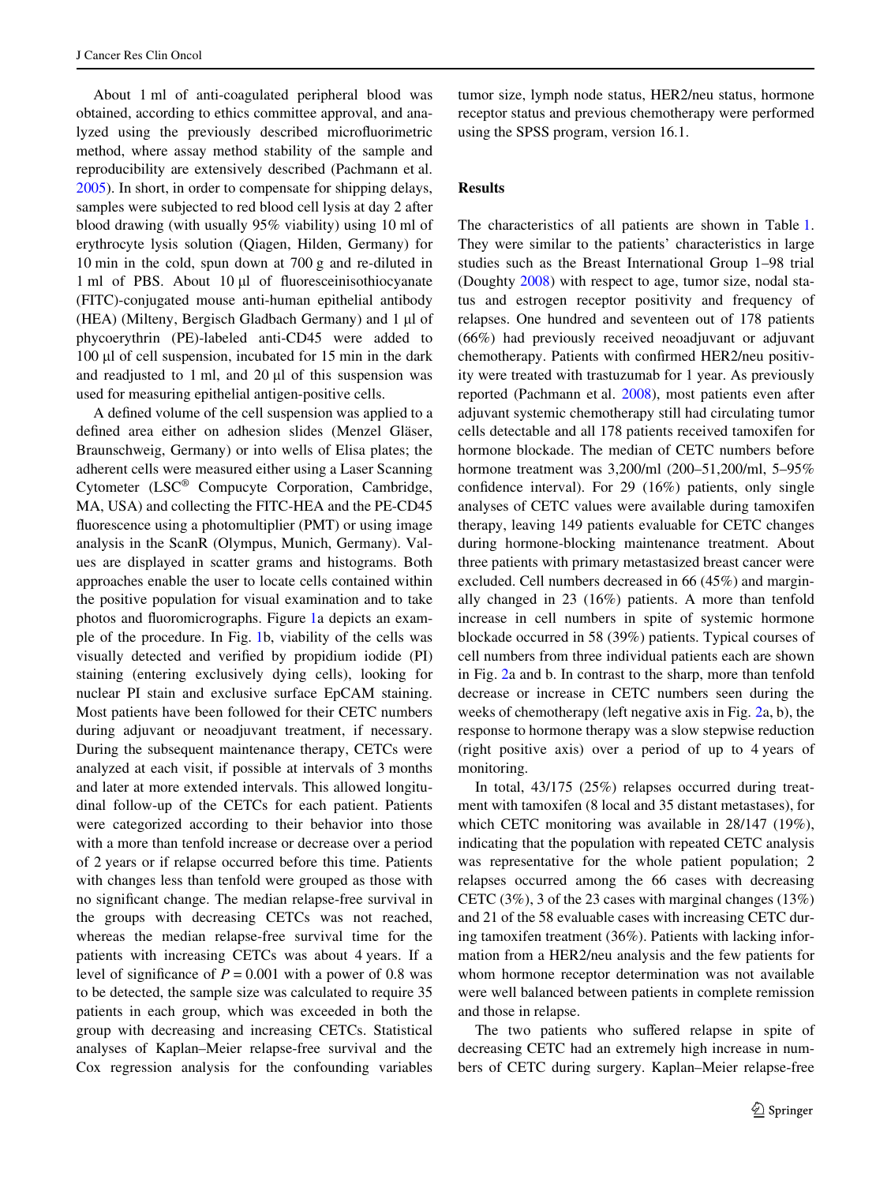About 1 ml of anti-coagulated peripheral blood was obtained, according to ethics committee approval, and analyzed using the previously described microfluorimetric method, where assay method stability of the sample and reproducibility are extensively described (Pachmann et al. 2005). In short, in order to compensate for shipping delays, samples were subjected to red blood cell lysis at day 2 after blood drawing (with usually 95% viability) using 10 ml of erythrocyte lysis solution (Qiagen, Hilden, Germany) for 10 min in the cold, spun down at 700 g and re-diluted in 1 ml of PBS. About 10 μl of fluoresceinisothiocyanate (FITC)-conjugated mouse anti-human epithelial antibody (HEA) (Milteny, Bergisch Gladbach Germany) and 1 μl of phycoerythrin (PE)-labeled anti-CD45 were added to 100 μl of cell suspension, incubated for 15 min in the dark and readjusted to 1 ml, and 20 μl of this suspension was used for measuring epithelial antigen-positive cells.

A defined volume of the cell suspension was applied to a defined area either on adhesion slides (Menzel Gläser, Braunschweig, Germany) or into wells of Elisa plates; the adherent cells were measured either using a Laser Scanning Cytometer (LSC® Compucyte Corporation, Cambridge, MA, USA) and collecting the FITC-HEA and the PE-CD45 fluorescence using a photomultiplier (PMT) or using image analysis in the ScanR (Olympus, Munich, Germany). Values are displayed in scatter grams and histograms. Both approaches enable the user to locate cells contained within the positive population for visual examination and to take photos and fluoromicrographs. Figure 1a depicts an example of the procedure. In Fig. 1b, viability of the cells was visually detected and verified by propidium iodide (PI) staining (entering exclusively dying cells), looking for nuclear PI stain and exclusive surface EpCAM staining. Most patients have been followed for their CETC numbers during adjuvant or neoadjuvant treatment, if necessary. During the subsequent maintenance therapy, CETCs were analyzed at each visit, if possible at intervals of 3 months and later at more extended intervals. This allowed longitudinal follow-up of the CETCs for each patient. Patients were categorized according to their behavior into those with a more than tenfold increase or decrease over a period of 2 years or if relapse occurred before this time. Patients with changes less than tenfold were grouped as those with no significant change. The median relapse-free survival in the groups with decreasing CETCs was not reached, whereas the median relapse-free survival time for the patients with increasing CETCs was about 4 years. If a level of significance of $P = 0.001$ with a power of 0.8 was to be detected, the sample size was calculated to require 35 patients in each group, which was exceeded in both the group with decreasing and increasing CETCs. Statistical analyses of Kaplan–Meier relapse-free survival and the Cox regression analysis for the confounding variables tumor size, lymph node status, HER2/neu status, hormone receptor status and previous chemotherapy were performed using the SPSS program, version 16.1.

## Results

The characteristics of all patients are shown in Table 1. They were similar to the patients' characteristics in large studies such as the Breast International Group 1–98 trial (Doughty 2008) with respect to age, tumor size, nodal status and estrogen receptor positivity and frequency of relapses. One hundred and seventeen out of 178 patients (66%) had previously received neoadjuvant or adjuvant chemotherapy. Patients with confirmed HER2/neu positivity were treated with trastuzumab for 1 year. As previously reported (Pachmann et al. 2008), most patients even after adjuvant systemic chemotherapy still had circulating tumor cells detectable and all 178 patients received tamoxifen for hormone blockade. The median of CETC numbers before hormone treatment was 3,200/ml (200–51,200/ml, 5–95% confidence interval). For 29 (16%) patients, only single analyses of CETC values were available during tamoxifen therapy, leaving 149 patients evaluable for CETC changes during hormone-blocking maintenance treatment. About three patients with primary metastasized breast cancer were excluded. Cell numbers decreased in 66 (45%) and marginally changed in 23 (16%) patients. A more than tenfold increase in cell numbers in spite of systemic hormone blockade occurred in 58 (39%) patients. Typical courses of cell numbers from three individual patients each are shown in Fig. 2a and b. In contrast to the sharp, more than tenfold decrease or increase in CETC numbers seen during the weeks of chemotherapy (left negative axis in Fig. 2a, b), the response to hormone therapy was a slow stepwise reduction (right positive axis) over a period of up to 4 years of monitoring.

In total, 43/175 (25%) relapses occurred during treatment with tamoxifen (8 local and 35 distant metastases), for which CETC monitoring was available in 28/147 (19%), indicating that the population with repeated CETC analysis was representative for the whole patient population; 2 relapses occurred among the 66 cases with decreasing CETC (3%), 3 of the 23 cases with marginal changes (13%) and 21 of the 58 evaluable cases with increasing CETC during tamoxifen treatment (36%). Patients with lacking information from a HER2/neu analysis and the few patients for whom hormone receptor determination was not available were well balanced between patients in complete remission and those in relapse.

The two patients who suffered relapse in spite of decreasing CETC had an extremely high increase in numbers of CETC during surgery. Kaplan–Meier relapse-free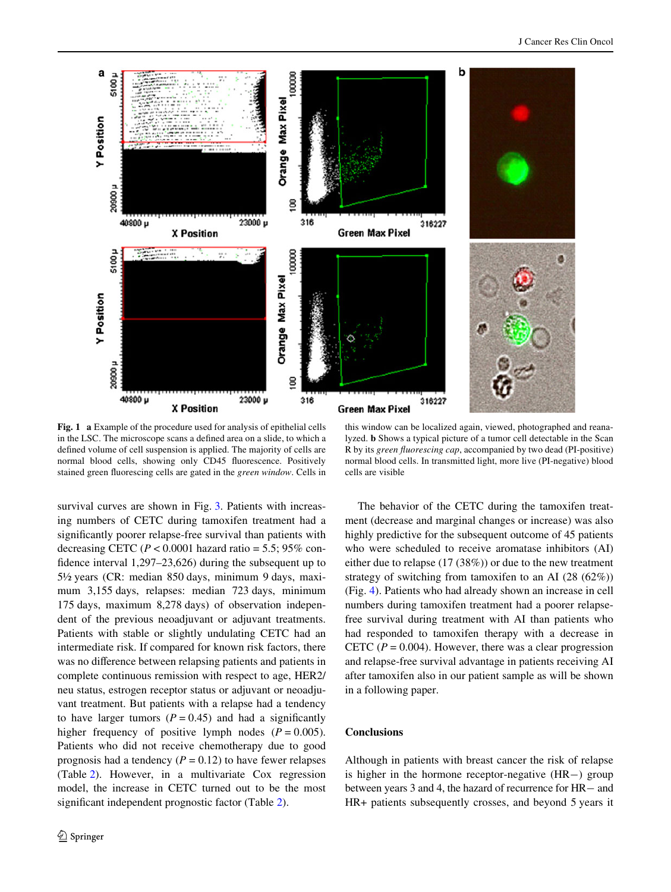a

5100 µ

Y Position

20900 µ

40800 µ

X Position

23000 µ

100000

Orange Max Pixel

100

316

Green Max Pixel

316227

b

5100 µ

Y Position

20900 µ

40800 µ

X Position

23000 µ

100000

Orange Max Pixel

100

316

Green Max Pixel

316227

**Fig. 1** **a** Example of the procedure used for analysis of epithelial cells in the LSC. The microscope scans a defined area on a slide, to which a defined volume of cell suspension is applied. The majority of cells are normal blood cells, showing only CD45 fluorescence. Positively stained green fluorescing cells are gated in the *green window*. Cells in this window can be localized again, viewed, photographed and reanalyzed. **b** Shows a typical picture of a tumor cell detectable in the Scan R by its *green fluorescing cap*, accompanied by two dead (PI-positive) normal blood cells. In transmitted light, more live (PI-negative) blood cells are visible

survival curves are shown in Fig. 3. Patients with increasing numbers of CETC during tamoxifen treatment had a significantly poorer relapse-free survival than patients with decreasing CETC ($P < 0.0001$ hazard ratio = 5.5; 95% confidence interval 1,297–23,626) during the subsequent up to 5½ years (CR: median 850 days, minimum 9 days, maximum 3,155 days, relapses: median 723 days, minimum 175 days, maximum 8,278 days) of observation independent of the previous neoadjuvant or adjuvant treatments. Patients with stable or slightly undulating CETC had an intermediate risk. If compared for known risk factors, there was no difference between relapsing patients and patients in complete continuous remission with respect to age, HER2/neu status, estrogen receptor status or adjuvant or neoadjuvant treatment. But patients with a relapse had a tendency to have larger tumors ($P = 0.45$) and had a significantly higher frequency of positive lymph nodes ($P = 0.005$). Patients who did not receive chemotherapy due to good prognosis had a tendency ($P = 0.12$) to have fewer relapses (Table 2). However, in a multivariate Cox regression model, the increase in CETC turned out to be the most significant independent prognostic factor (Table 2).

The behavior of the CETC during the tamoxifen treatment (decrease and marginal changes or increase) was also highly predictive for the subsequent outcome of 45 patients who were scheduled to receive aromatase inhibitors (AI) either due to relapse (17 (38%)) or due to the new treatment strategy of switching from tamoxifen to an AI (28 (62%)) (Fig. 4). Patients who had already shown an increase in cell numbers during tamoxifen treatment had a poorer relapse-free survival during treatment with AI than patients who had responded to tamoxifen therapy with a decrease in CETC ($P = 0.004$). However, there was a clear progression and relapse-free survival advantage in patients receiving AI after tamoxifen also in our patient sample as will be shown in a following paper.

## Conclusions

Although in patients with breast cancer the risk of relapse is higher in the hormone receptor-negative (HR−) group between years 3 and 4, the hazard of recurrence for HR− and HR+ patients subsequently crosses, and beyond 5 years it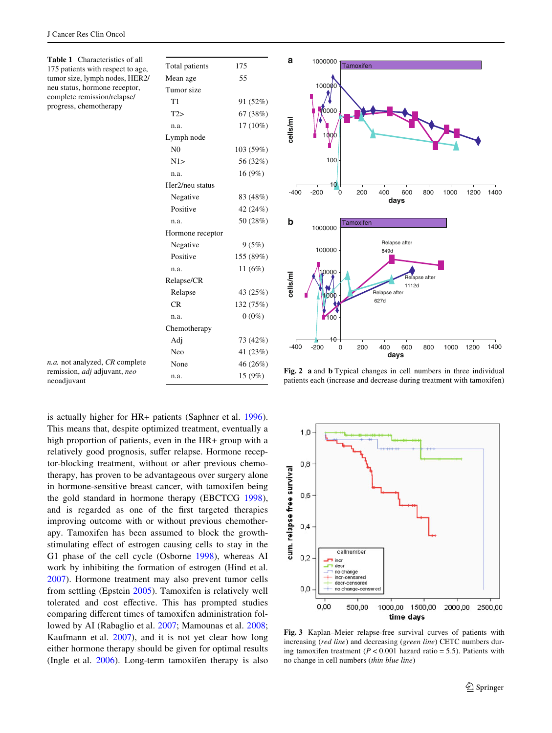**Table 1** Characteristics of all 175 patients with respect to age, tumor size, lymph nodes, HER2/neu status, hormone receptor, complete remission/relapse/progress, chemotherapy

| | |
|---|---|
| Total patients | 175 |
| Mean age | 55 |
| Tumor size | |
| T1 | 91 (52%) |
| T2> | 67 (38%) |
| n.a. | 17 (10%) |
| Lymph node | |
| N0 | 103 (59%) |
| N1> | 56 (32%) |
| n.a. | 16 (9%) |
| Her2/neu status | |
| Negative | 83 (48%) |
| Positive | 42 (24%) |
| n.a. | 50 (28%) |
| Hormone receptor | |
| Negative | 9 (5%) |
| Positive | 155 (89%) |
| n.a. | 11 (6%) |
| Relapse/CR | |
| Relapse | 43 (25%) |
| CR | 132 (75%) |
| n.a. | 0 (0%) |
| Chemotherapy | |
| Adj | 73 (42%) |
| Neo | 41 (23%) |
| None | 46 (26%) |
| n.a. | 15 (9%) |

*n.a.* not analyzed, *CR* complete remission, *adj* adjuvant, *neo* neoadjuvant

a
Tamoxifen
1000000
100000
10000
1000
100
10
cells/ml
-400 -200 0 200 400 600 800 1000 1200 1400
days

b
Tamoxifen
Relapse after 849d
Relapse after 1112d
Relapse after 627d
1000000
100000
10000
1000
100
10
cells/ml
-400 -200 0 200 400 600 800 1000 1200 1400
days

**Fig. 2** **a** and **b** Typical changes in cell numbers in three individual patients each (increase and decrease during treatment with tamoxifen)

is actually higher for HR+ patients (Saphner et al. 1996). This means that, despite optimized treatment, eventually a high proportion of patients, even in the HR+ group with a relatively good prognosis, suffer relapse. Hormone receptor-blocking treatment, without or after previous chemotherapy, has proven to be advantageous over surgery alone in hormone-sensitive breast cancer, with tamoxifen being the gold standard in hormone therapy (EBCTCG 1998), and is regarded as one of the first targeted therapies improving outcome with or without previous chemotherapy. Tamoxifen has been assumed to block the growth-stimulating effect of estrogen causing cells to stay in the G1 phase of the cell cycle (Osborne 1998), whereas AI work by inhibiting the formation of estrogen (Hind et al. 2007). Hormone treatment may also prevent tumor cells from settling (Epstein 2005). Tamoxifen is relatively well tolerated and cost effective. This has prompted studies comparing different times of tamoxifen administration followed by AI (Rabaglio et al. 2007; Mamounas et al. 2008; Kaufmann et al. 2007), and it is not yet clear how long either hormone therapy should be given for optimal results (Ingle et al. 2006). Long-term tamoxifen therapy is also

cum. relapse free survival
1,0
0,8
0,6
0,4
0,2
0,0
cellnumber
incr
decr
no change
incr-censored
decr-censored
no change-censored
0,00 500,00 1000,00 1500,00 2000,00 2500,00
time days

**Fig. 3** Kaplan–Meier relapse-free survival curves of patients with increasing (*red line*) and decreasing (*green line*) CETC numbers during tamoxifen treatment ($P < 0.001$ hazard ratio = 5.5). Patients with no change in cell numbers (*thin blue line*)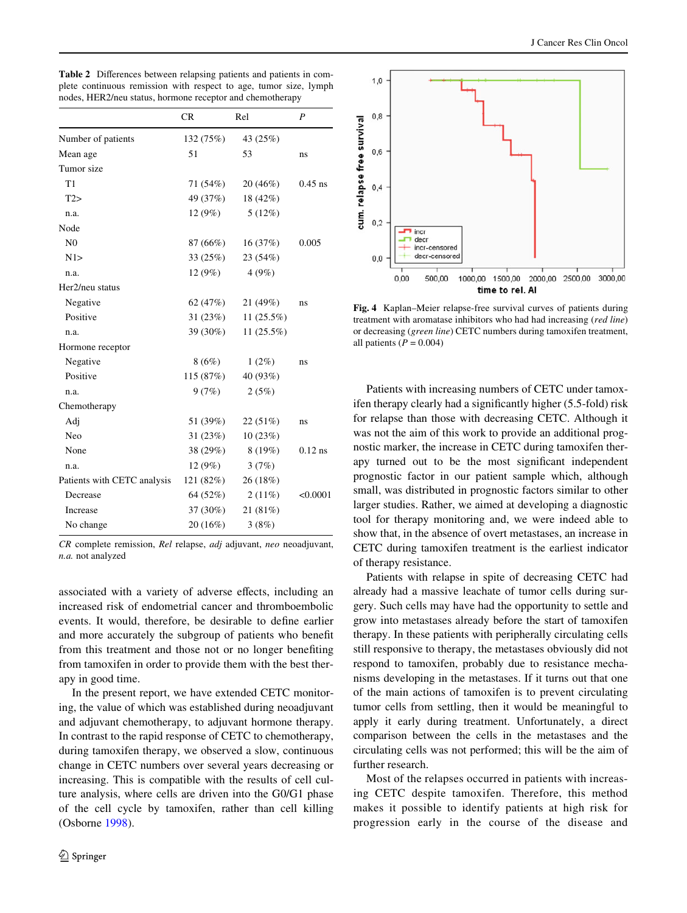**Table 2** Differences between relapsing patients and patients in complete continuous remission with respect to age, tumor size, lymph nodes, HER2/neu status, hormone receptor and chemotherapy

| | CR | Rel | *P* |
|---|---|---|---|
| Number of patients | 132 (75%) | 43 (25%) | |
| Mean age | 51 | 53 | ns |
| Tumor size | | | |
| T1 | 71 (54%) | 20 (46%) | 0.45 ns |
| T2> | 49 (37%) | 18 (42%) | |
| n.a. | 12 (9%) | 5 (12%) | |
| Node | | | |
| N0 | 87 (66%) | 16 (37%) | 0.005 |
| N1> | 33 (25%) | 23 (54%) | |
| n.a. | 12 (9%) | 4 (9%) | |
| Her2/neu status | | | |
| Negative | 62 (47%) | 21 (49%) | ns |
| Positive | 31 (23%) | 11 (25.5%) | |
| n.a. | 39 (30%) | 11 (25.5%) | |
| Hormone receptor | | | |
| Negative | 8 (6%) | 1 (2%) | ns |
| Positive | 115 (87%) | 40 (93%) | |
| n.a. | 9 (7%) | 2 (5%) | |
| Chemotherapy | | | |
| Adj | 51 (39%) | 22 (51%) | ns |
| Neo | 31 (23%) | 10 (23%) | |
| None | 38 (29%) | 8 (19%) | 0.12 ns |
| n.a. | 12 (9%) | 3 (7%) | |
| Patients with CETC analysis | 121 (82%) | 26 (18%) | |
| Decrease | 64 (52%) | 2 (11%) | <0.0001 |
| Increase | 37 (30%) | 21 (81%) | |
| No change | 20 (16%) | 3 (8%) | |

*CR* complete remission, *Rel* relapse, *adj* adjuvant, *neo* neoadjuvant, *n.a.* not analyzed

associated with a variety of adverse effects, including an increased risk of endometrial cancer and thromboembolic events. It would, therefore, be desirable to define earlier and more accurately the subgroup of patients who benefit from this treatment and those not or no longer benefiting from tamoxifen in order to provide them with the best therapy in good time.

In the present report, we have extended CETC monitoring, the value of which was established during neoadjuvant and adjuvant chemotherapy, to adjuvant hormone therapy. In contrast to the rapid response of CETC to chemotherapy, during tamoxifen therapy, we observed a slow, continuous change in CETC numbers over several years decreasing or increasing. This is compatible with the results of cell culture analysis, where cells are driven into the G0/G1 phase of the cell cycle by tamoxifen, rather than cell killing (Osborne 1998).

cum. relapse free survival

1,0
0,8
0,6
0,4
0,2
0,0

incr
decr
incr-censored
decr-censored

0,00 500,00 1000,00 1500,00 2000,00 2500,00 3000,00

time to rel. AI

**Fig. 4** Kaplan–Meier relapse-free survival curves of patients during treatment with aromatase inhibitors who had had increasing (*red line*) or decreasing (*green line*) CETC numbers during tamoxifen treatment, all patients ($P = 0.004$)

Patients with increasing numbers of CETC under tamoxifen therapy clearly had a significantly higher (5.5-fold) risk for relapse than those with decreasing CETC. Although it was not the aim of this work to provide an additional prognostic marker, the increase in CETC during tamoxifen therapy turned out to be the most significant independent prognostic factor in our patient sample which, although small, was distributed in prognostic factors similar to other larger studies. Rather, we aimed at developing a diagnostic tool for therapy monitoring and, we were indeed able to show that, in the absence of overt metastases, an increase in CETC during tamoxifen treatment is the earliest indicator of therapy resistance.

Patients with relapse in spite of decreasing CETC had already had a massive leachate of tumor cells during surgery. Such cells may have had the opportunity to settle and grow into metastases already before the start of tamoxifen therapy. In these patients with peripherally circulating cells still responsive to therapy, the metastases obviously did not respond to tamoxifen, probably due to resistance mechanisms developing in the metastases. If it turns out that one of the main actions of tamoxifen is to prevent circulating tumor cells from settling, then it would be meaningful to apply it early during treatment. Unfortunately, a direct comparison between the cells in the metastases and the circulating cells was not performed; this will be the aim of further research.

Most of the relapses occurred in patients with increasing CETC despite tamoxifen. Therefore, this method makes it possible to identify patients at high risk for progression early in the course of the disease and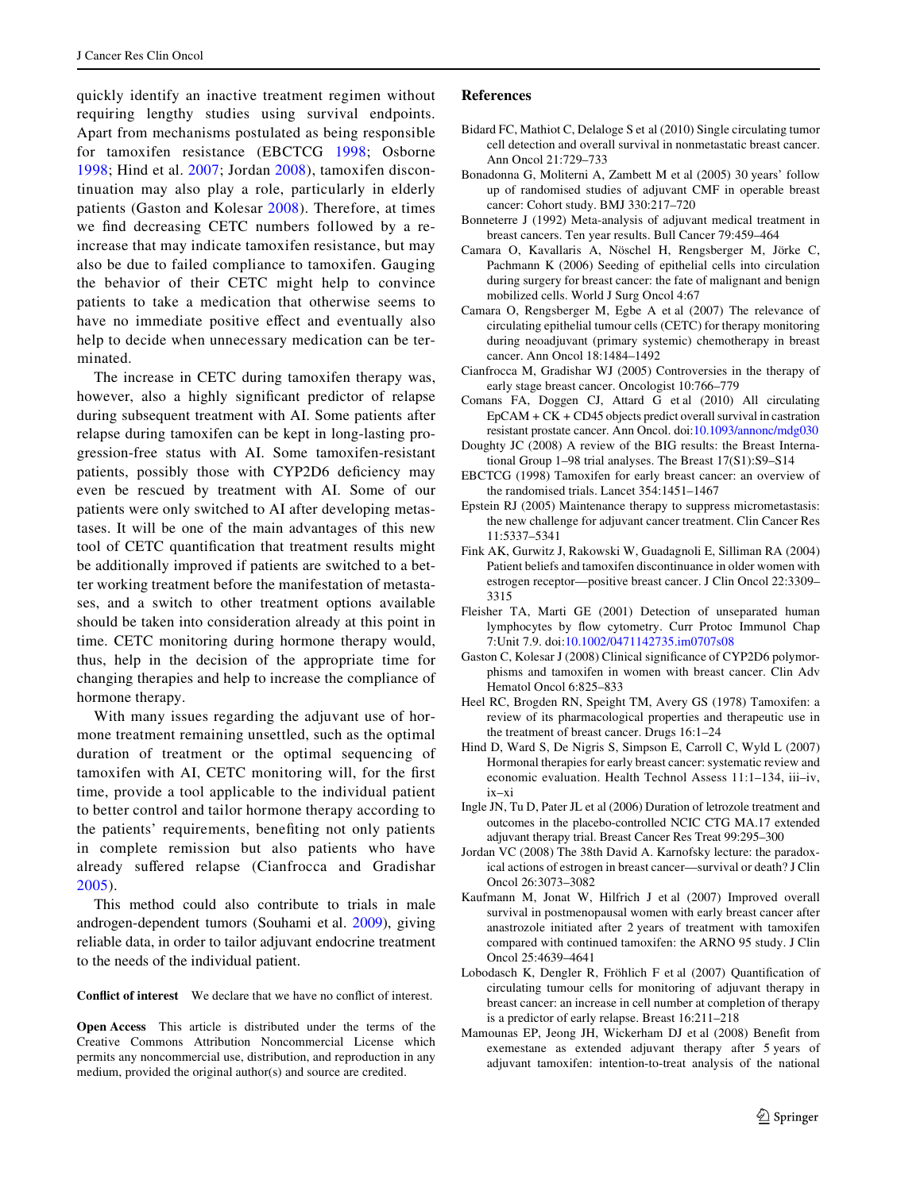quickly identify an inactive treatment regimen without requiring lengthy studies using survival endpoints. Apart from mechanisms postulated as being responsible for tamoxifen resistance (EBCTCG 1998; Osborne 1998; Hind et al. 2007; Jordan 2008), tamoxifen discontinuation may also play a role, particularly in elderly patients (Gaston and Kolesar 2008). Therefore, at times we find decreasing CETC numbers followed by a re-increase that may indicate tamoxifen resistance, but may also be due to failed compliance to tamoxifen. Gauging the behavior of their CETC might help to convince patients to take a medication that otherwise seems to have no immediate positive effect and eventually also help to decide when unnecessary medication can be terminated.

The increase in CETC during tamoxifen therapy was, however, also a highly significant predictor of relapse during subsequent treatment with AI. Some patients after relapse during tamoxifen can be kept in long-lasting progression-free status with AI. Some tamoxifen-resistant patients, possibly those with CYP2D6 deficiency may even be rescued by treatment with AI. Some of our patients were only switched to AI after developing metastases. It will be one of the main advantages of this new tool of CETC quantification that treatment results might be additionally improved if patients are switched to a better working treatment before the manifestation of metastases, and a switch to other treatment options available should be taken into consideration already at this point in time. CETC monitoring during hormone therapy would, thus, help in the decision of the appropriate time for changing therapies and help to increase the compliance of hormone therapy.

With many issues regarding the adjuvant use of hormone treatment remaining unsettled, such as the optimal duration of treatment or the optimal sequencing of tamoxifen with AI, CETC monitoring will, for the first time, provide a tool applicable to the individual patient to better control and tailor hormone therapy according to the patients' requirements, benefiting not only patients in complete remission but also patients who have already suffered relapse (Cianfrocca and Gradishar 2005).

This method could also contribute to trials in male androgen-dependent tumors (Souhami et al. 2009), giving reliable data, in order to tailor adjuvant endocrine treatment to the needs of the individual patient.

**Conflict of interest** We declare that we have no conflict of interest.

**Open Access** This article is distributed under the terms of the Creative Commons Attribution Noncommercial License which permits any noncommercial use, distribution, and reproduction in any medium, provided the original author(s) and source are credited.

## References

Bidard FC, Mathiot C, Delaloge S et al (2010) Single circulating tumor cell detection and overall survival in nonmetastatic breast cancer. Ann Oncol 21:729–733

Bonadonna G, Moliterni A, Zambett M et al (2005) 30 years' follow up of randomised studies of adjuvant CMF in operable breast cancer: Cohort study. BMJ 330:217–720

Bonneterre J (1992) Meta-analysis of adjuvant medical treatment in breast cancers. Ten year results. Bull Cancer 79:459–464

Camara O, Kavallaris A, Nöschel H, Rengsberger M, Jörke C, Pachmann K (2006) Seeding of epithelial cells into circulation during surgery for breast cancer: the fate of malignant and benign mobilized cells. World J Surg Oncol 4:67

Camara O, Rengsberger M, Egbe A et al (2007) The relevance of circulating epithelial tumour cells (CETC) for therapy monitoring during neoadjuvant (primary systemic) chemotherapy in breast cancer. Ann Oncol 18:1484–1492

Cianfrocca M, Gradishar WJ (2005) Controversies in the therapy of early stage breast cancer. Oncologist 10:766–779

Comans FA, Doggen CJ, Attard G et al (2010) All circulating EpCAM + CK + CD45 objects predict overall survival in castration resistant prostate cancer. Ann Oncol. doi:10.1093/annonc/mdg030

Doughty JC (2008) A review of the BIG results: the Breast International Group 1–98 trial analyses. The Breast 17(S1):S9–S14

EBCTCG (1998) Tamoxifen for early breast cancer: an overview of the randomised trials. Lancet 354:1451–1467

Epstein RJ (2005) Maintenance therapy to suppress micrometastasis: the new challenge for adjuvant cancer treatment. Clin Cancer Res 11:5337–5341

Fink AK, Gurwitz J, Rakowski W, Guadagnoli E, Silliman RA (2004) Patient beliefs and tamoxifen discontinuance in older women with estrogen receptor—positive breast cancer. J Clin Oncol 22:3309–3315

Fleisher TA, Marti GE (2001) Detection of unseparated human lymphocytes by flow cytometry. Curr Protoc Immunol Chap 7:Unit 7.9. doi:10.1002/0471142735.im0707s08

Gaston C, Kolesar J (2008) Clinical significance of CYP2D6 polymorphisms and tamoxifen in women with breast cancer. Clin Adv Hematol Oncol 6:825–833

Heel RC, Brogden RN, Speight TM, Avery GS (1978) Tamoxifen: a review of its pharmacological properties and therapeutic use in the treatment of breast cancer. Drugs 16:1–24

Hind D, Ward S, De Nigris S, Simpson E, Carroll C, Wyld L (2007) Hormonal therapies for early breast cancer: systematic review and economic evaluation. Health Technol Assess 11:1–134, iii–iv, ix–xi

Ingle JN, Tu D, Pater JL et al (2006) Duration of letrozole treatment and outcomes in the placebo-controlled NCIC CTG MA.17 extended adjuvant therapy trial. Breast Cancer Res Treat 99:295–300

Jordan VC (2008) The 38th David A. Karnofsky lecture: the paradoxical actions of estrogen in breast cancer—survival or death? J Clin Oncol 26:3073–3082

Kaufmann M, Jonat W, Hilfrich J et al (2007) Improved overall survival in postmenopausal women with early breast cancer after anastrozole initiated after 2 years of treatment with tamoxifen compared with continued tamoxifen: the ARNO 95 study. J Clin Oncol 25:4639–4641

Lobodasch K, Dengler R, Fröhlich F et al (2007) Quantification of circulating tumour cells for monitoring of adjuvant therapy in breast cancer: an increase in cell number at completion of therapy is a predictor of early relapse. Breast 16:211–218

Mamounas EP, Jeong JH, Wickerham DJ et al (2008) Benefit from exemestane as extended adjuvant therapy after 5 years of adjuvant tamoxifen: intention-to-treat analysis of the national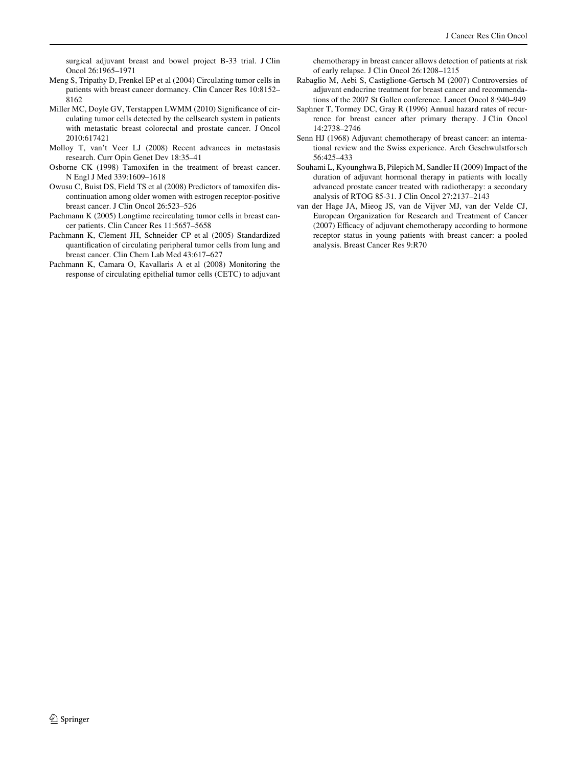surgical adjuvant breast and bowel project B-33 trial. J Clin Oncol 26:1965–1971

Meng S, Tripathy D, Frenkel EP et al (2004) Circulating tumor cells in patients with breast cancer dormancy. Clin Cancer Res 10:8152–8162

Miller MC, Doyle GV, Terstappen LWMM (2010) Significance of circulating tumor cells detected by the cellsearch system in patients with metastatic breast colorectal and prostate cancer. J Oncol 2010:617421

Molloy T, van't Veer LJ (2008) Recent advances in metastasis research. Curr Opin Genet Dev 18:35–41

Osborne CK (1998) Tamoxifen in the treatment of breast cancer. N Engl J Med 339:1609–1618

Owusu C, Buist DS, Field TS et al (2008) Predictors of tamoxifen discontinuation among older women with estrogen receptor-positive breast cancer. J Clin Oncol 26:523–526

Pachmann K (2005) Longtime recirculating tumor cells in breast cancer patients. Clin Cancer Res 11:5657–5658

Pachmann K, Clement JH, Schneider CP et al (2005) Standardized quantification of circulating peripheral tumor cells from lung and breast cancer. Clin Chem Lab Med 43:617–627

Pachmann K, Camara O, Kavallaris A et al (2008) Monitoring the response of circulating epithelial tumor cells (CETC) to adjuvant chemotherapy in breast cancer allows detection of patients at risk of early relapse. J Clin Oncol 26:1208–1215

Rabaglio M, Aebi S, Castiglione-Gertsch M (2007) Controversies of adjuvant endocrine treatment for breast cancer and recommendations of the 2007 St Gallen conference. Lancet Oncol 8:940–949

Saphner T, Tormey DC, Gray R (1996) Annual hazard rates of recurrence for breast cancer after primary therapy. J Clin Oncol 14:2738–2746

Senn HJ (1968) Adjuvant chemotherapy of breast cancer: an international review and the Swiss experience. Arch Geschwulstforsch 56:425–433

Souhami L, Kyounghwa B, Pilepich M, Sandler H (2009) Impact of the duration of adjuvant hormonal therapy in patients with locally advanced prostate cancer treated with radiotherapy: a secondary analysis of RTOG 85-31. J Clin Oncol 27:2137–2143

van der Hage JA, Mieog JS, van de Vijver MJ, van der Velde CJ, European Organization for Research and Treatment of Cancer (2007) Efficacy of adjuvant chemotherapy according to hormone receptor status in young patients with breast cancer: a pooled analysis. Breast Cancer Res 9:R70